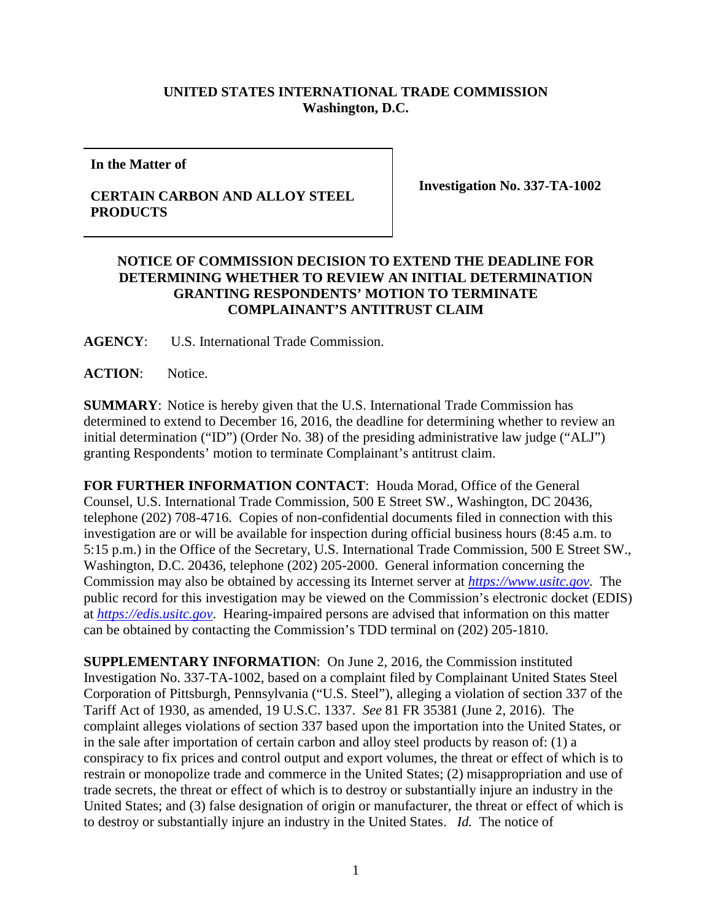**UNITED STATES INTERNATIONAL TRADE COMMISSION**
**Washington, D.C.**

**In the Matter of**

**CERTAIN CARBON AND ALLOY STEEL PRODUCTS**

**Investigation No. 337-TA-1002**

**NOTICE OF COMMISSION DECISION TO EXTEND THE DEADLINE FOR DETERMINING WHETHER TO REVIEW AN INITIAL DETERMINATION GRANTING RESPONDENTS' MOTION TO TERMINATE COMPLAINANT'S ANTITRUST CLAIM**

**AGENCY**: U.S. International Trade Commission.

**ACTION**: Notice.

**SUMMARY**: Notice is hereby given that the U.S. International Trade Commission has determined to extend to December 16, 2016, the deadline for determining whether to review an initial determination ("ID") (Order No. 38) of the presiding administrative law judge ("ALJ") granting Respondents' motion to terminate Complainant's antitrust claim.

**FOR FURTHER INFORMATION CONTACT**: Houda Morad, Office of the General Counsel, U.S. International Trade Commission, 500 E Street SW., Washington, DC 20436, telephone (202) 708-4716. Copies of non-confidential documents filed in connection with this investigation are or will be available for inspection during official business hours (8:45 a.m. to 5:15 p.m.) in the Office of the Secretary, U.S. International Trade Commission, 500 E Street SW., Washington, D.C. 20436, telephone (202) 205-2000. General information concerning the Commission may also be obtained by accessing its Internet server at *https://www.usitc.gov*. The public record for this investigation may be viewed on the Commission's electronic docket (EDIS) at *https://edis.usitc.gov*. Hearing-impaired persons are advised that information on this matter can be obtained by contacting the Commission's TDD terminal on (202) 205-1810.

**SUPPLEMENTARY INFORMATION**: On June 2, 2016, the Commission instituted Investigation No. 337-TA-1002, based on a complaint filed by Complainant United States Steel Corporation of Pittsburgh, Pennsylvania ("U.S. Steel"), alleging a violation of section 337 of the Tariff Act of 1930, as amended, 19 U.S.C. 1337. *See* 81 FR 35381 (June 2, 2016). The complaint alleges violations of section 337 based upon the importation into the United States, or in the sale after importation of certain carbon and alloy steel products by reason of: (1) a conspiracy to fix prices and control output and export volumes, the threat or effect of which is to restrain or monopolize trade and commerce in the United States; (2) misappropriation and use of trade secrets, the threat or effect of which is to destroy or substantially injure an industry in the United States; and (3) false designation of origin or manufacturer, the threat or effect of which is to destroy or substantially injure an industry in the United States. *Id.* The notice of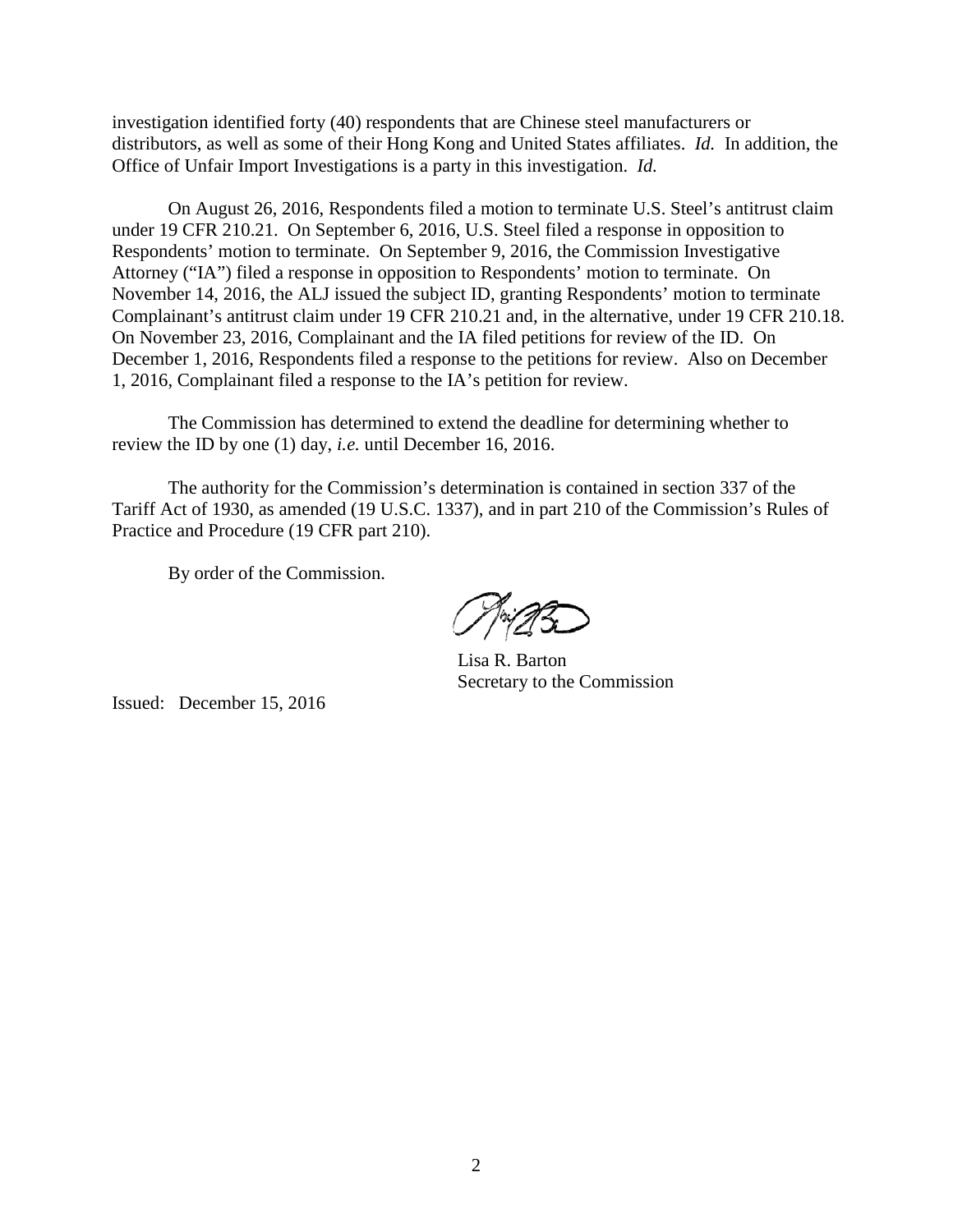investigation identified forty (40) respondents that are Chinese steel manufacturers or distributors, as well as some of their Hong Kong and United States affiliates. *Id.* In addition, the Office of Unfair Import Investigations is a party in this investigation. *Id.*

On August 26, 2016, Respondents filed a motion to terminate U.S. Steel's antitrust claim under 19 CFR 210.21. On September 6, 2016, U.S. Steel filed a response in opposition to Respondents' motion to terminate. On September 9, 2016, the Commission Investigative Attorney ("IA") filed a response in opposition to Respondents' motion to terminate. On November 14, 2016, the ALJ issued the subject ID, granting Respondents' motion to terminate Complainant's antitrust claim under 19 CFR 210.21 and, in the alternative, under 19 CFR 210.18. On November 23, 2016, Complainant and the IA filed petitions for review of the ID. On December 1, 2016, Respondents filed a response to the petitions for review. Also on December 1, 2016, Complainant filed a response to the IA's petition for review.

The Commission has determined to extend the deadline for determining whether to review the ID by one (1) day, *i.e.* until December 16, 2016.

The authority for the Commission's determination is contained in section 337 of the Tariff Act of 1930, as amended (19 U.S.C. 1337), and in part 210 of the Commission's Rules of Practice and Procedure (19 CFR part 210).

By order of the Commission.

Lisa R. Barton
Secretary to the Commission

Issued: December 15, 2016